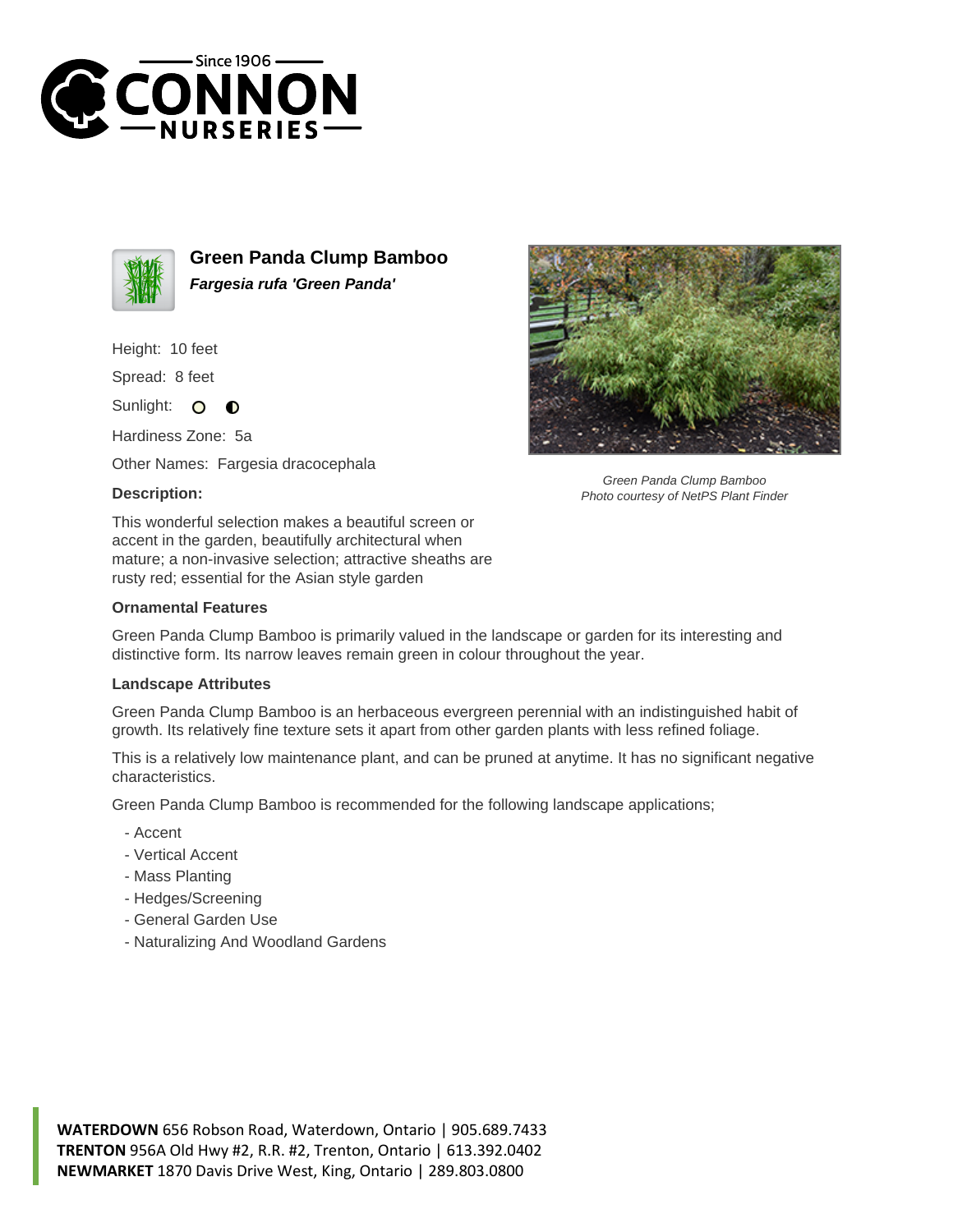# Green Panda Clump Bamboo

***Fargesia rufa 'Green Panda'***

Height: 10 feet

Spread: 8 feet

Sunlight:

Hardiness Zone: 5a

Other Names: Fargesia dracocephala

Green Panda Clump Bamboo
Photo courtesy of NetPS Plant Finder

### Description:

This wonderful selection makes a beautiful screen or accent in the garden, beautifully architectural when mature; a non-invasive selection; attractive sheaths are rusty red; essential for the Asian style garden

### Ornamental Features

Green Panda Clump Bamboo is primarily valued in the landscape or garden for its interesting and distinctive form. Its narrow leaves remain green in colour throughout the year.

### Landscape Attributes

Green Panda Clump Bamboo is an herbaceous evergreen perennial with an indistinguished habit of growth. Its relatively fine texture sets it apart from other garden plants with less refined foliage.

This is a relatively low maintenance plant, and can be pruned at anytime. It has no significant negative characteristics.

Green Panda Clump Bamboo is recommended for the following landscape applications;

- Accent
- Vertical Accent
- Mass Planting
- Hedges/Screening
- General Garden Use
- Naturalizing And Woodland Gardens

**WATERDOWN** 656 Robson Road, Waterdown, Ontario | 905.689.7433
**TRENTON** 956A Old Hwy #2, R.R. #2, Trenton, Ontario | 613.392.0402
**NEWMARKET** 1870 Davis Drive West, King, Ontario | 289.803.0800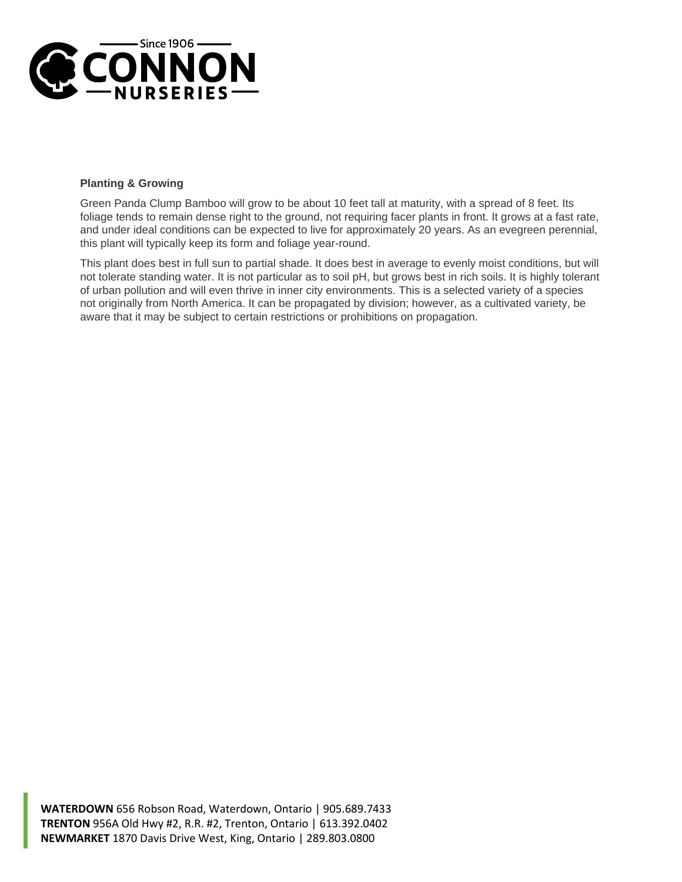## Planting & Growing

Green Panda Clump Bamboo will grow to be about 10 feet tall at maturity, with a spread of 8 feet. Its foliage tends to remain dense right to the ground, not requiring facer plants in front. It grows at a fast rate, and under ideal conditions can be expected to live for approximately 20 years. As an evegreen perennial, this plant will typically keep its form and foliage year-round.

This plant does best in full sun to partial shade. It does best in average to evenly moist conditions, but will not tolerate standing water. It is not particular as to soil pH, but grows best in rich soils. It is highly tolerant of urban pollution and will even thrive in inner city environments. This is a selected variety of a species not originally from North America. It can be propagated by division; however, as a cultivated variety, be aware that it may be subject to certain restrictions or prohibitions on propagation.